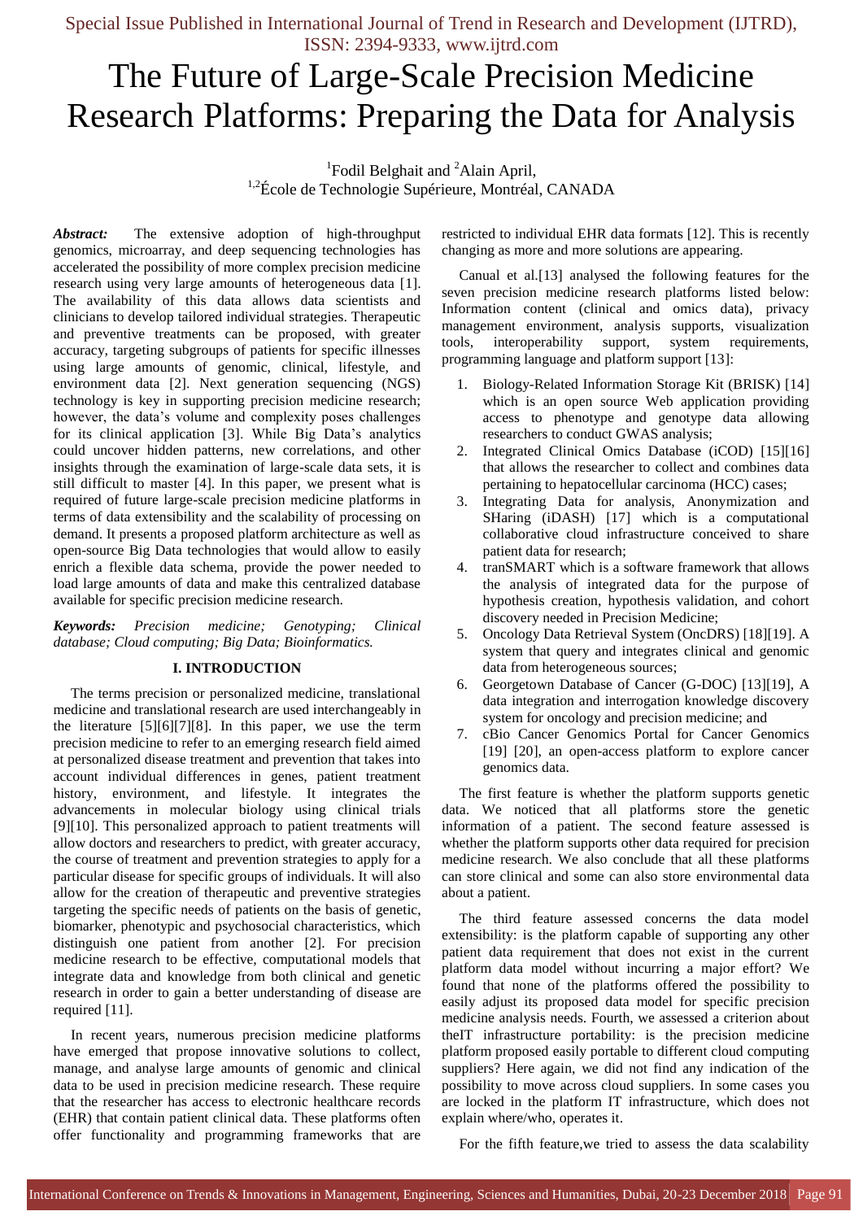# The Future of Large-Scale Precision Medicine Research Platforms: Preparing the Data for Analysis

[1]Fodil Belghait and [2]Alain April,
[1,2]École de Technologie Supérieure, Montréal, CANADA

***Abstract:*** The extensive adoption of high-throughput genomics, microarray, and deep sequencing technologies has accelerated the possibility of more complex precision medicine research using very large amounts of heterogeneous data [1]. The availability of this data allows data scientists and clinicians to develop tailored individual strategies. Therapeutic and preventive treatments can be proposed, with greater accuracy, targeting subgroups of patients for specific illnesses using large amounts of genomic, clinical, lifestyle, and environment data [2]. Next generation sequencing (NGS) technology is key in supporting precision medicine research; however, the data's volume and complexity poses challenges for its clinical application [3]. While Big Data's analytics could uncover hidden patterns, new correlations, and other insights through the examination of large-scale data sets, it is still difficult to master [4]. In this paper, we present what is required of future large-scale precision medicine platforms in terms of data extensibility and the scalability of processing on demand. It presents a proposed platform architecture as well as open-source Big Data technologies that would allow to easily enrich a flexible data schema, provide the power needed to load large amounts of data and make this centralized database available for specific precision medicine research.

***Keywords:*** *Precision medicine; Genotyping; Clinical database; Cloud computing; Big Data; Bioinformatics.*

## I. INTRODUCTION

The terms precision or personalized medicine, translational medicine and translational research are used interchangeably in the literature [5][6][7][8]. In this paper, we use the term precision medicine to refer to an emerging research field aimed at personalized disease treatment and prevention that takes into account individual differences in genes, patient treatment history, environment, and lifestyle. It integrates the advancements in molecular biology using clinical trials [9][10]. This personalized approach to patient treatments will allow doctors and researchers to predict, with greater accuracy, the course of treatment and prevention strategies to apply for a particular disease for specific groups of individuals. It will also allow for the creation of therapeutic and preventive strategies targeting the specific needs of patients on the basis of genetic, biomarker, phenotypic and psychosocial characteristics, which distinguish one patient from another [2]. For precision medicine research to be effective, computational models that integrate data and knowledge from both clinical and genetic research in order to gain a better understanding of disease are required [11].

In recent years, numerous precision medicine platforms have emerged that propose innovative solutions to collect, manage, and analyse large amounts of genomic and clinical data to be used in precision medicine research. These require that the researcher has access to electronic healthcare records (EHR) that contain patient clinical data. These platforms often offer functionality and programming frameworks that are restricted to individual EHR data formats [12]. This is recently changing as more and more solutions are appearing.

Canual et al.[13] analysed the following features for the seven precision medicine research platforms listed below: Information content (clinical and omics data), privacy management environment, analysis supports, visualization tools, interoperability support, system requirements, programming language and platform support [13]:

1. Biology-Related Information Storage Kit (BRISK) [14] which is an open source Web application providing access to phenotype and genotype data allowing researchers to conduct GWAS analysis;
2. Integrated Clinical Omics Database (iCOD) [15][16] that allows the researcher to collect and combines data pertaining to hepatocellular carcinoma (HCC) cases;
3. Integrating Data for analysis, Anonymization and SHaring (iDASH) [17] which is a computational collaborative cloud infrastructure conceived to share patient data for research;
4. tranSMART which is a software framework that allows the analysis of integrated data for the purpose of hypothesis creation, hypothesis validation, and cohort discovery needed in Precision Medicine;
5. Oncology Data Retrieval System (OncDRS) [18][19]. A system that query and integrates clinical and genomic data from heterogeneous sources;
6. Georgetown Database of Cancer (G-DOC) [13][19], A data integration and interrogation knowledge discovery system for oncology and precision medicine; and
7. cBio Cancer Genomics Portal for Cancer Genomics [19] [20], an open-access platform to explore cancer genomics data.

The first feature is whether the platform supports genetic data. We noticed that all platforms store the genetic information of a patient. The second feature assessed is whether the platform supports other data required for precision medicine research. We also conclude that all these platforms can store clinical and some can also store environmental data about a patient.

The third feature assessed concerns the data model extensibility: is the platform capable of supporting any other patient data requirement that does not exist in the current platform data model without incurring a major effort? We found that none of the platforms offered the possibility to easily adjust its proposed data model for specific precision medicine analysis needs. Fourth, we assessed a criterion about theIT infrastructure portability: is the precision medicine platform proposed easily portable to different cloud computing suppliers? Here again, we did not find any indication of the possibility to move across cloud suppliers. In some cases you are locked in the platform IT infrastructure, which does not explain where/who, operates it.

For the fifth feature,we tried to assess the data scalability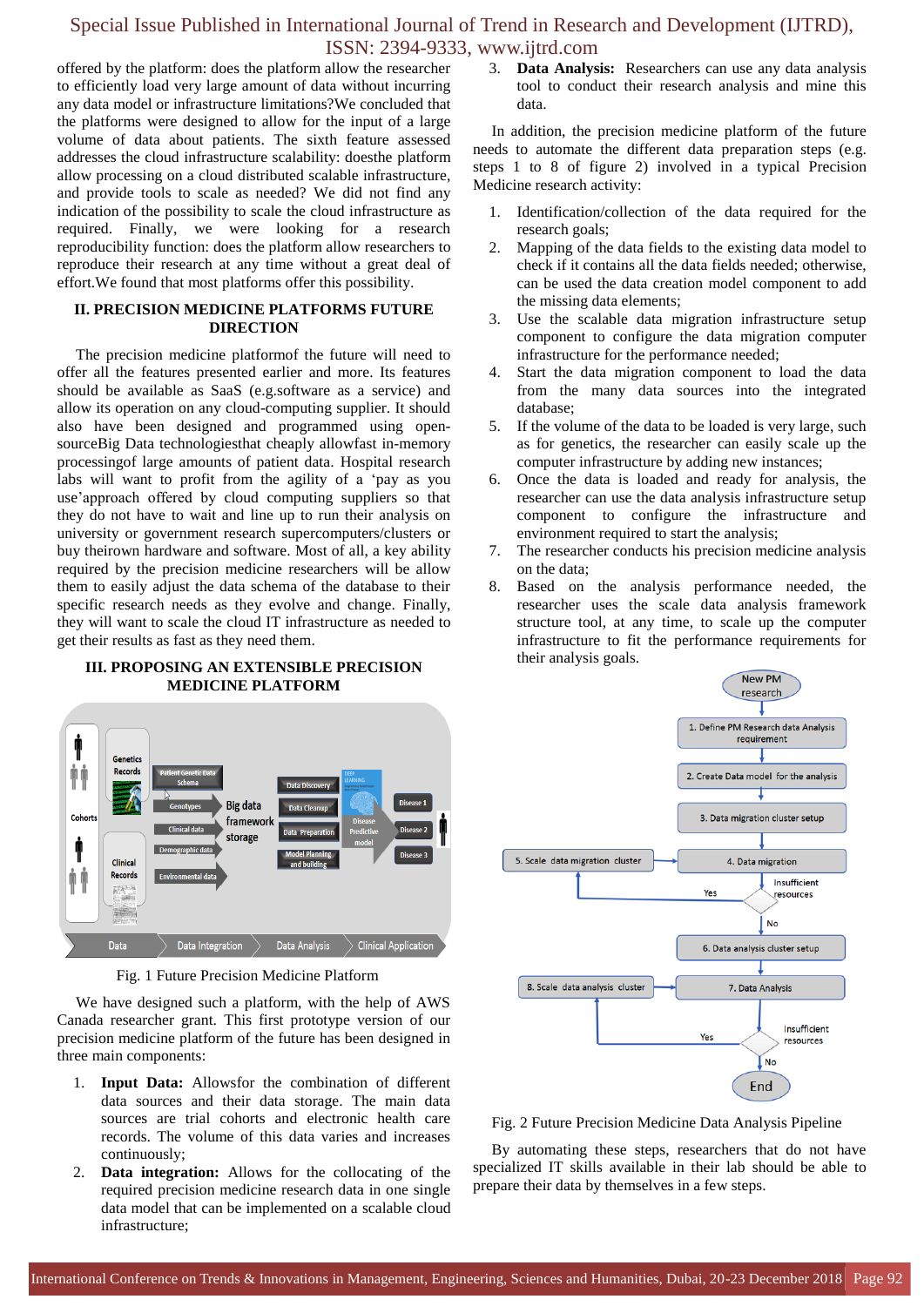offered by the platform: does the platform allow the researcher to efficiently load very large amount of data without incurring any data model or infrastructure limitations?We concluded that the platforms were designed to allow for the input of a large volume of data about patients. The sixth feature assessed addresses the cloud infrastructure scalability: doesthe platform allow processing on a cloud distributed scalable infrastructure, and provide tools to scale as needed? We did not find any indication of the possibility to scale the cloud infrastructure as required. Finally, we were looking for a research reproducibility function: does the platform allow researchers to reproduce their research at any time without a great deal of effort.We found that most platforms offer this possibility.

## II. PRECISION MEDICINE PLATFORMS FUTURE DIRECTION

The precision medicine platformof the future will need to offer all the features presented earlier and more. Its features should be available as SaaS (e.g.software as a service) and allow its operation on any cloud-computing supplier. It should also have been designed and programmed using open-sourceBig Data technologiesthat cheaply allowfast in-memory processingof large amounts of patient data. Hospital research labs will want to profit from the agility of a 'pay as you use'approach offered by cloud computing suppliers so that they do not have to wait and line up to run their analysis on university or government research supercomputers/clusters or buy theirown hardware and software. Most of all, a key ability required by the precision medicine researchers will be allow them to easily adjust the data schema of the database to their specific research needs as they evolve and change. Finally, they will want to scale the cloud IT infrastructure as needed to get their results as fast as they need them.

## III. PROPOSING AN EXTENSIBLE PRECISION MEDICINE PLATFORM

Fig. 1 Future Precision Medicine Platform

We have designed such a platform, with the help of AWS Canada researcher grant. This first prototype version of our precision medicine platform of the future has been designed in three main components:

1. **Input Data:** Allowsfor the combination of different data sources and their data storage. The main data sources are trial cohorts and electronic health care records. The volume of this data varies and increases continuously;
2. **Data integration:** Allows for the collocating of the required precision medicine research data in one single data model that can be implemented on a scalable cloud infrastructure;
3. **Data Analysis:** Researchers can use any data analysis tool to conduct their research analysis and mine this data.

In addition, the precision medicine platform of the future needs to automate the different data preparation steps (e.g. steps 1 to 8 of figure 2) involved in a typical Precision Medicine research activity:

1. Identification/collection of the data required for the research goals;
2. Mapping of the data fields to the existing data model to check if it contains all the data fields needed; otherwise, can be used the data creation model component to add the missing data elements;
3. Use the scalable data migration infrastructure setup component to configure the data migration computer infrastructure for the performance needed;
4. Start the data migration component to load the data from the many data sources into the integrated database;
5. If the volume of the data to be loaded is very large, such as for genetics, the researcher can easily scale up the computer infrastructure by adding new instances;
6. Once the data is loaded and ready for analysis, the researcher can use the data analysis infrastructure setup component to configure the infrastructure and environment required to start the analysis;
7. The researcher conducts his precision medicine analysis on the data;
8. Based on the analysis performance needed, the researcher uses the scale data analysis framework structure tool, at any time, to scale up the computer infrastructure to fit the performance requirements for their analysis goals.

Fig. 2 Future Precision Medicine Data Analysis Pipeline

By automating these steps, researchers that do not have specialized IT skills available in their lab should be able to prepare their data by themselves in a few steps.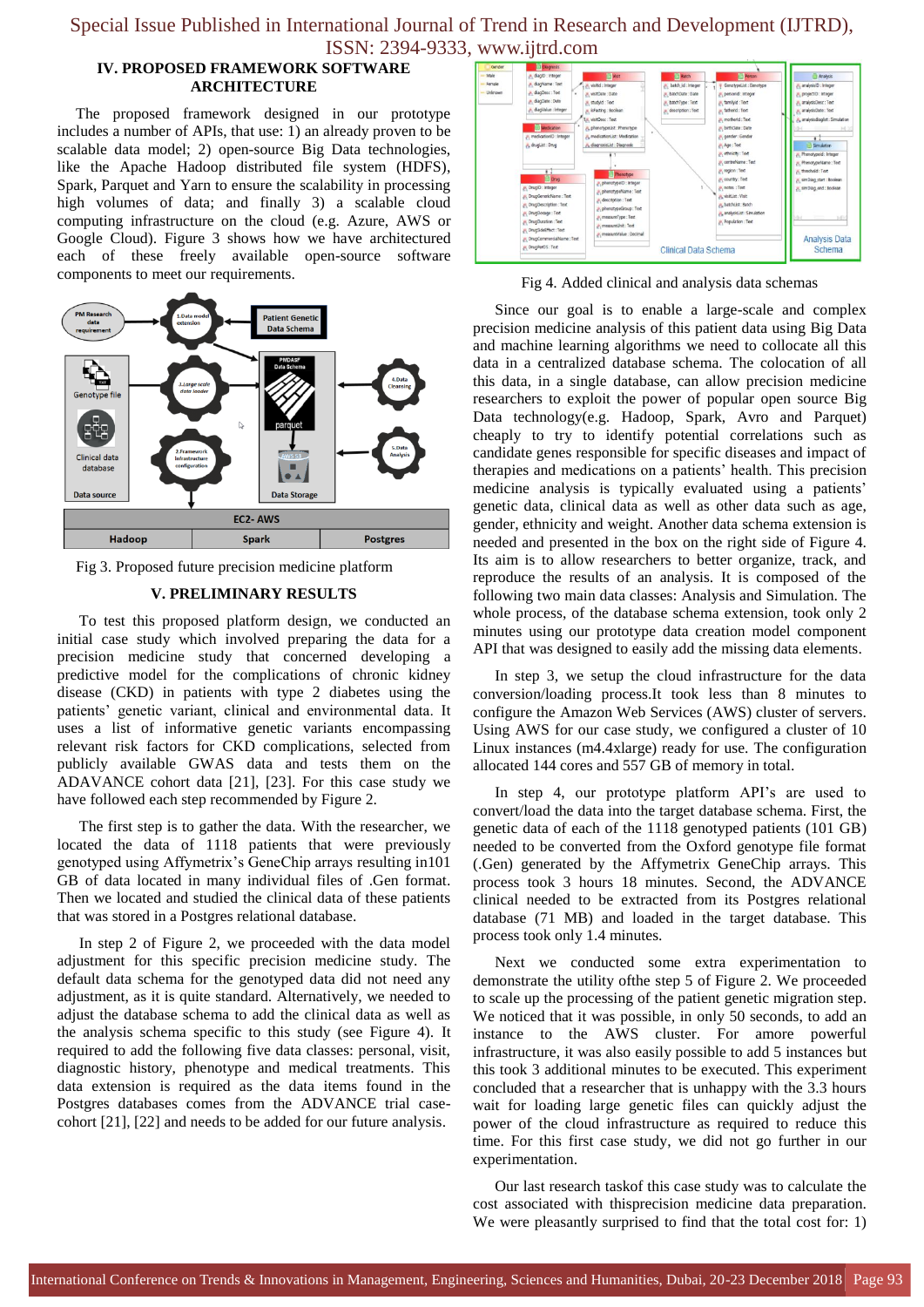## IV. PROPOSED FRAMEWORK SOFTWARE ARCHITECTURE

The proposed framework designed in our prototype includes a number of APIs, that use: 1) an already proven to be scalable data model; 2) open-source Big Data technologies, like the Apache Hadoop distributed file system (HDFS), Spark, Parquet and Yarn to ensure the scalability in processing high volumes of data; and finally 3) a scalable cloud computing infrastructure on the cloud (e.g. Azure, AWS or Google Cloud). Figure 3 shows how we have architectured each of these freely available open-source software components to meet our requirements.

Fig 3. Proposed future precision medicine platform

## V. PRELIMINARY RESULTS

To test this proposed platform design, we conducted an initial case study which involved preparing the data for a precision medicine study that concerned developing a predictive model for the complications of chronic kidney disease (CKD) in patients with type 2 diabetes using the patients' genetic variant, clinical and environmental data. It uses a list of informative genetic variants encompassing relevant risk factors for CKD complications, selected from publicly available GWAS data and tests them on the ADAVANCE cohort data [21], [23]. For this case study we have followed each step recommended by Figure 2.

The first step is to gather the data. With the researcher, we located the data of 1118 patients that were previously genotyped using Affymetrix's GeneChip arrays resulting in101 GB of data located in many individual files of .Gen format. Then we located and studied the clinical data of these patients that was stored in a Postgres relational database.

In step 2 of Figure 2, we proceeded with the data model adjustment for this specific precision medicine study. The default data schema for the genotyped data did not need any adjustment, as it is quite standard. Alternatively, we needed to adjust the database schema to add the clinical data as well as the analysis schema specific to this study (see Figure 4). It required to add the following five data classes: personal, visit, diagnostic history, phenotype and medical treatments. This data extension is required as the data items found in the Postgres databases comes from the ADVANCE trial case-cohort [21], [22] and needs to be added for our future analysis.

Fig 4. Added clinical and analysis data schemas

Since our goal is to enable a large-scale and complex precision medicine analysis of this patient data using Big Data and machine learning algorithms we need to collocate all this data in a centralized database schema. The colocation of all this data, in a single database, can allow precision medicine researchers to exploit the power of popular open source Big Data technology(e.g. Hadoop, Spark, Avro and Parquet) cheaply to try to identify potential correlations such as candidate genes responsible for specific diseases and impact of therapies and medications on a patients' health. This precision medicine analysis is typically evaluated using a patients' genetic data, clinical data as well as other data such as age, gender, ethnicity and weight. Another data schema extension is needed and presented in the box on the right side of Figure 4. Its aim is to allow researchers to better organize, track, and reproduce the results of an analysis. It is composed of the following two main data classes: Analysis and Simulation. The whole process, of the database schema extension, took only 2 minutes using our prototype data creation model component API that was designed to easily add the missing data elements.

In step 3, we setup the cloud infrastructure for the data conversion/loading process.It took less than 8 minutes to configure the Amazon Web Services (AWS) cluster of servers. Using AWS for our case study, we configured a cluster of 10 Linux instances (m4.4xlarge) ready for use. The configuration allocated 144 cores and 557 GB of memory in total.

In step 4, our prototype platform API's are used to convert/load the data into the target database schema. First, the genetic data of each of the 1118 genotyped patients (101 GB) needed to be converted from the Oxford genotype file format (.Gen) generated by the Affymetrix GeneChip arrays. This process took 3 hours 18 minutes. Second, the ADVANCE clinical needed to be extracted from its Postgres relational database (71 MB) and loaded in the target database. This process took only 1.4 minutes.

Next we conducted some extra experimentation to demonstrate the utility ofthe step 5 of Figure 2. We proceeded to scale up the processing of the patient genetic migration step. We noticed that it was possible, in only 50 seconds, to add an instance to the AWS cluster. For amore powerful infrastructure, it was also easily possible to add 5 instances but this took 3 additional minutes to be executed. This experiment concluded that a researcher that is unhappy with the 3.3 hours wait for loading large genetic files can quickly adjust the power of the cloud infrastructure as required to reduce this time. For this first case study, we did not go further in our experimentation.

Our last research taskof this case study was to calculate the cost associated with thisprecision medicine data preparation. We were pleasantly surprised to find that the total cost for: 1)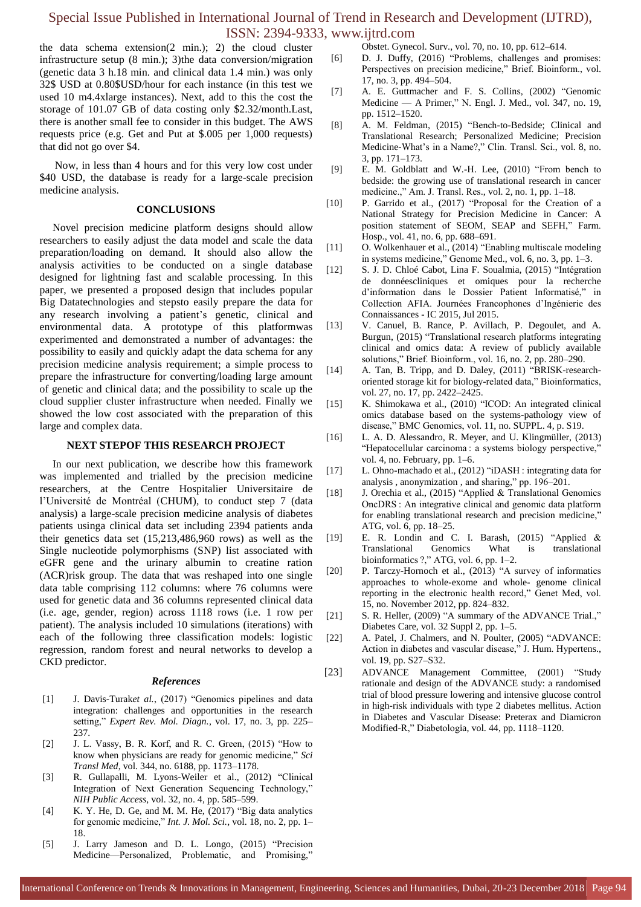the data schema extension(2 min.); 2) the cloud cluster infrastructure setup (8 min.); 3)the data conversion/migration (genetic data 3 h.18 min. and clinical data 1.4 min.) was only 32$ USD at 0.80$USD/hour for each instance (in this test we used 10 m4.4xlarge instances). Next, add to this the cost the storage of 101.07 GB of data costing only $2.32/month.Last, there is another small fee to consider in this budget. The AWS requests price (e.g. Get and Put at $.005 per 1,000 requests) that did not go over $4.

Now, in less than 4 hours and for this very low cost under $40 USD, the database is ready for a large-scale precision medicine analysis.

## CONCLUSIONS

Novel precision medicine platform designs should allow researchers to easily adjust the data model and scale the data preparation/loading on demand. It should also allow the analysis activities to be conducted on a single database designed for lightning fast and scalable processing. In this paper, we presented a proposed design that includes popular Big Datatechnologies and stepsto easily prepare the data for any research involving a patient's genetic, clinical and environmental data. A prototype of this platformwas experimented and demonstrated a number of advantages: the possibility to easily and quickly adapt the data schema for any precision medicine analysis requirement; a simple process to prepare the infrastructure for converting/loading large amount of genetic and clinical data; and the possibility to scale up the cloud supplier cluster infrastructure when needed. Finally we showed the low cost associated with the preparation of this large and complex data.

## NEXT STEPOF THIS RESEARCH PROJECT

In our next publication, we describe how this framework was implemented and trialled by the precision medicine researchers, at the Centre Hospitalier Universitaire de l'Université de Montréal (CHUM), to conduct step 7 (data analysis) a large-scale precision medicine analysis of diabetes patients usinga clinical data set including 2394 patients anda their genetics data set (15,213,486,960 rows) as well as the Single nucleotide polymorphisms (SNP) list associated with eGFR gene and the urinary albumin to creatine ration (ACR)risk group. The data that was reshaped into one single data table comprising 112 columns: where 76 columns were used for genetic data and 36 columns represented clinical data (i.e. age, gender, region) across 1118 rows (i.e. 1 row per patient). The analysis included 10 simulations (iterations) with each of the following three classification models: logistic regression, random forest and neural networks to develop a CKD predictor.

### *References*

[1] J. Davis-Turak*et al.*, (2017) "Genomics pipelines and data integration: challenges and opportunities in the research setting," *Expert Rev. Mol. Diagn.*, vol. 17, no. 3, pp. 225–237.

[2] J. L. Vassy, B. R. Korf, and R. C. Green, (2015) "How to know when physicians are ready for genomic medicine," *Sci Transl Med*, vol. 344, no. 6188, pp. 1173–1178.

[3] R. Gullapalli, M. Lyons-Weiler et al., (2012) "Clinical Integration of Next Generation Sequencing Technology," *NIH Public Access*, vol. 32, no. 4, pp. 585–599.

[4] K. Y. He, D. Ge, and M. M. He, (2017) "Big data analytics for genomic medicine," *Int. J. Mol. Sci.*, vol. 18, no. 2, pp. 1–18.

[5] J. Larry Jameson and D. L. Longo, (2015) "Precision Medicine—Personalized, Problematic, and Promising," Obstet. Gynecol. Surv., vol. 70, no. 10, pp. 612–614.

[6] D. J. Duffy, (2016) "Problems, challenges and promises: Perspectives on precision medicine," Brief. Bioinform., vol. 17, no. 3, pp. 494–504.

[7] A. E. Guttmacher and F. S. Collins, (2002) "Genomic Medicine — A Primer," N. Engl. J. Med., vol. 347, no. 19, pp. 1512–1520.

[8] A. M. Feldman, (2015) "Bench-to-Bedside; Clinical and Translational Research; Personalized Medicine; Precision Medicine-What's in a Name?," Clin. Transl. Sci., vol. 8, no. 3, pp. 171–173.

[9] E. M. Goldblatt and W.-H. Lee, (2010) "From bench to bedside: the growing use of translational research in cancer medicine.," Am. J. Transl. Res., vol. 2, no. 1, pp. 1–18.

[10] P. Garrido et al., (2017) "Proposal for the Creation of a National Strategy for Precision Medicine in Cancer: A position statement of SEOM, SEAP and SEFH," Farm. Hosp., vol. 41, no. 6, pp. 688–691.

[11] O. Wolkenhauer et al., (2014) "Enabling multiscale modeling in systems medicine," Genome Med., vol. 6, no. 3, pp. 1–3.

[12] S. J. D. Chloé Cabot, Lina F. Soualmia, (2015) "Intégration de donnéescliniques et omiques pour la recherche d'information dans le Dossier Patient Informatisé," in Collection AFIA. Journées Francophones d'Ingénierie des Connaissances - IC 2015, Jul 2015.

[13] V. Canuel, B. Rance, P. Avillach, P. Degoulet, and A. Burgun, (2015) "Translational research platforms integrating clinical and omics data: A review of publicly available solutions," Brief. Bioinform., vol. 16, no. 2, pp. 280–290.

[14] A. Tan, B. Tripp, and D. Daley, (2011) "BRISK-research-oriented storage kit for biology-related data," Bioinformatics, vol. 27, no. 17, pp. 2422–2425.

[15] K. Shimokawa et al., (2010) "ICOD: An integrated clinical omics database based on the systems-pathology view of disease," BMC Genomics, vol. 11, no. SUPPL. 4, p. S19.

[16] L. A. D. Alessandro, R. Meyer, and U. Klingmüller, (2013) "Hepatocellular carcinoma : a systems biology perspective," vol. 4, no. February, pp. 1–6.

[17] L. Ohno-machado et al., (2012) "iDASH : integrating data for analysis , anonymization , and sharing," pp. 196–201.

[18] J. Orechia et al., (2015) "Applied & Translational Genomics OncDRS : An integrative clinical and genomic data platform for enabling translational research and precision medicine," ATG, vol. 6, pp. 18–25.

[19] E. R. Londin and C. I. Barash, (2015) "Applied & Translational Genomics What is translational bioinformatics ?," ATG, vol. 6, pp. 1–2.

[20] P. Tarczy-Hornoch et al., (2013) "A survey of informatics approaches to whole-exome and whole- genome clinical reporting in the electronic health record," Genet Med, vol. 15, no. November 2012, pp. 824–832.

[21] S. R. Heller, (2009) "A summary of the ADVANCE Trial.," Diabetes Care, vol. 32 Suppl 2, pp. 1–5.

[22] A. Patel, J. Chalmers, and N. Poulter, (2005) "ADVANCE: Action in diabetes and vascular disease," J. Hum. Hypertens., vol. 19, pp. S27–S32.

[23] ADVANCE Management Committee, (2001) "Study rationale and design of the ADVANCE study: a randomised trial of blood pressure lowering and intensive glucose control in high-risk individuals with type 2 diabetes mellitus. Action in Diabetes and Vascular Disease: Preterax and Diamicron Modified-R," Diabetologia, vol. 44, pp. 1118–1120.